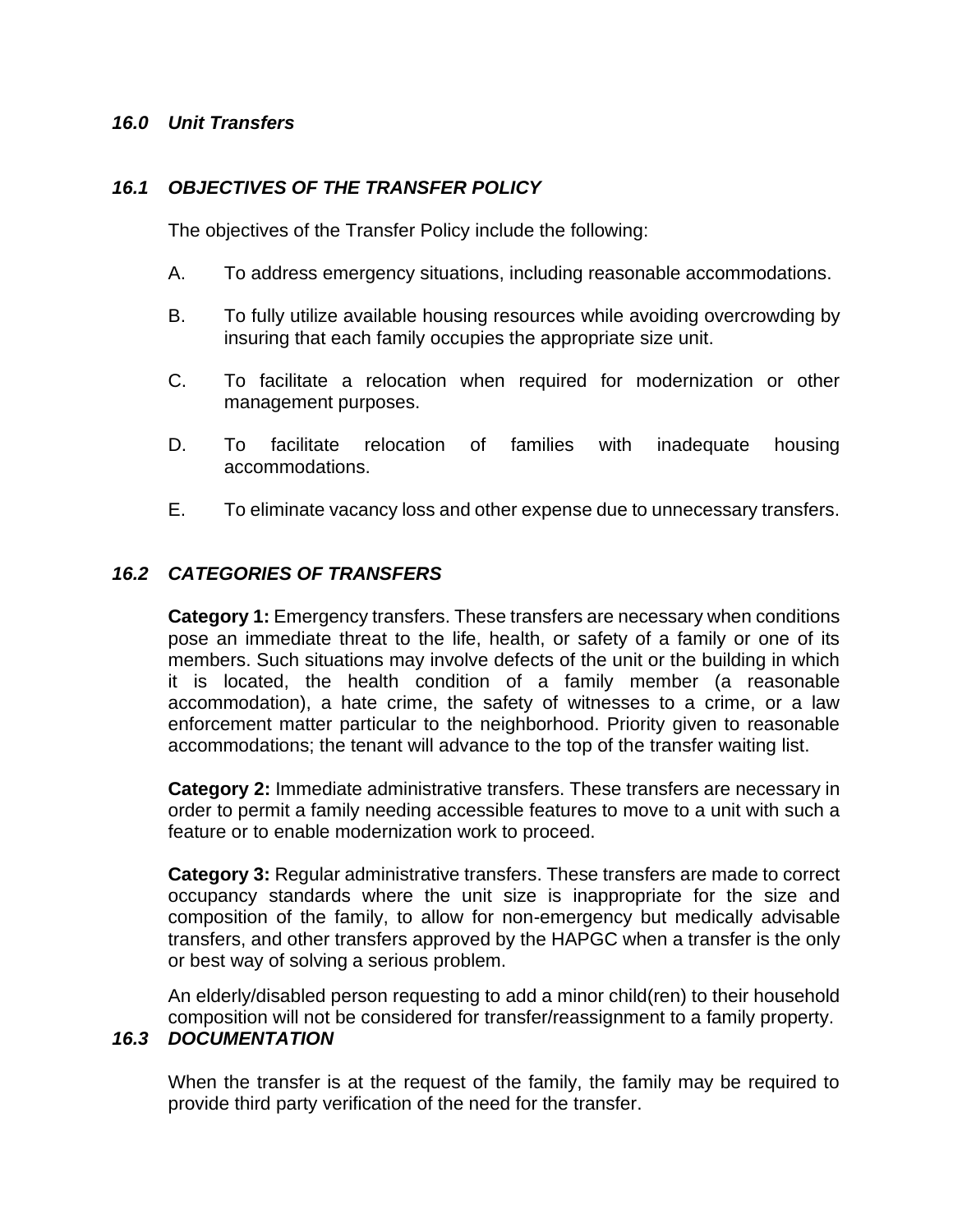## *16.0 Unit Transfers*

### *16.1 OBJECTIVES OF THE TRANSFER POLICY*

The objectives of the Transfer Policy include the following:

A. To address emergency situations, including reasonable accommodations.

B. To fully utilize available housing resources while avoiding overcrowding by insuring that each family occupies the appropriate size unit.

C. To facilitate a relocation when required for modernization or other management purposes.

D. To facilitate relocation of families with inadequate housing accommodations.

E. To eliminate vacancy loss and other expense due to unnecessary transfers.

### *16.2 CATEGORIES OF TRANSFERS*

**Category 1:** Emergency transfers. These transfers are necessary when conditions pose an immediate threat to the life, health, or safety of a family or one of its members. Such situations may involve defects of the unit or the building in which it is located, the health condition of a family member (a reasonable accommodation), a hate crime, the safety of witnesses to a crime, or a law enforcement matter particular to the neighborhood. Priority given to reasonable accommodations; the tenant will advance to the top of the transfer waiting list.

**Category 2:** Immediate administrative transfers. These transfers are necessary in order to permit a family needing accessible features to move to a unit with such a feature or to enable modernization work to proceed.

**Category 3:** Regular administrative transfers. These transfers are made to correct occupancy standards where the unit size is inappropriate for the size and composition of the family, to allow for non-emergency but medically advisable transfers, and other transfers approved by the HAPGC when a transfer is the only or best way of solving a serious problem.

An elderly/disabled person requesting to add a minor child(ren) to their household composition will not be considered for transfer/reassignment to a family property.

### *16.3 DOCUMENTATION*

When the transfer is at the request of the family, the family may be required to provide third party verification of the need for the transfer.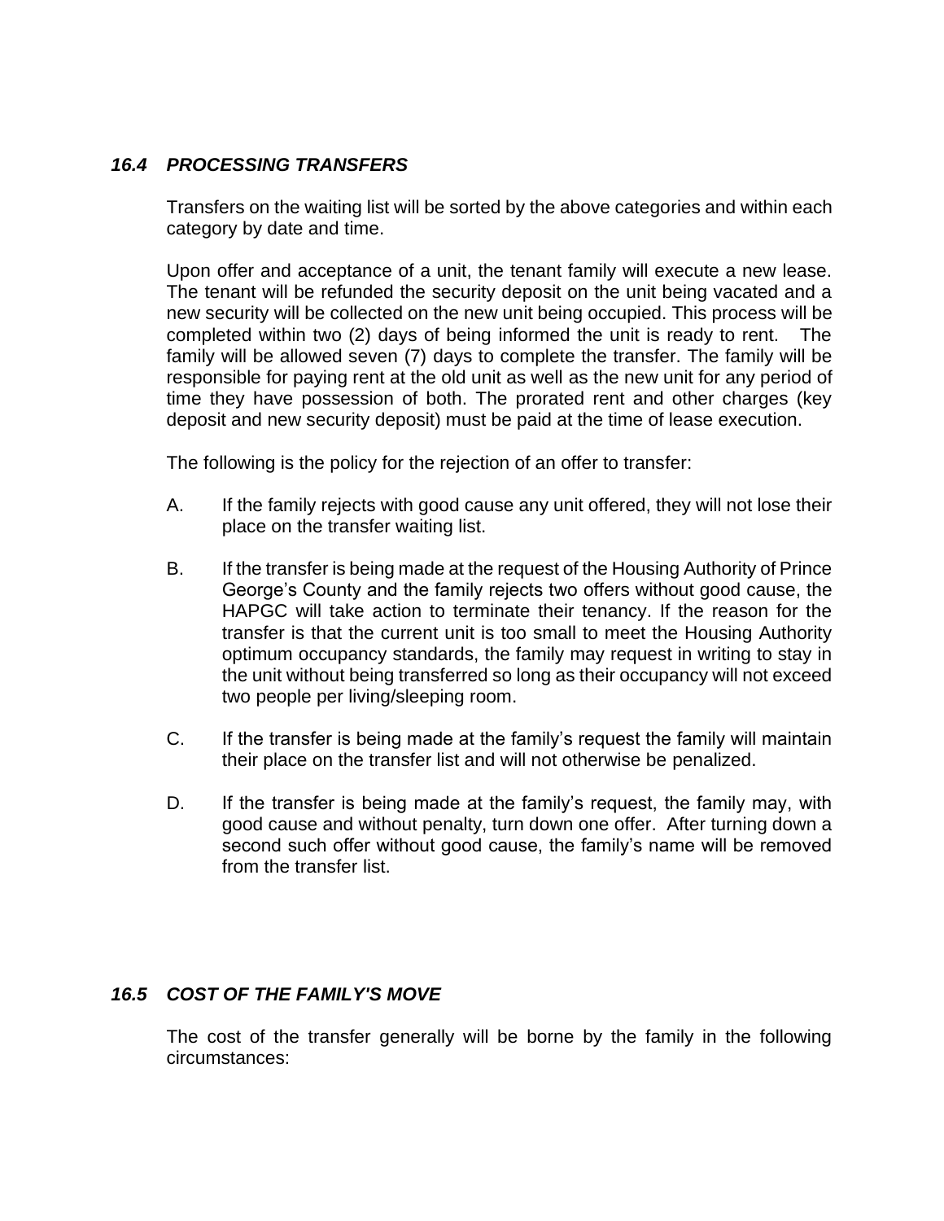### *16.4 PROCESSING TRANSFERS*

Transfers on the waiting list will be sorted by the above categories and within each category by date and time.

Upon offer and acceptance of a unit, the tenant family will execute a new lease. The tenant will be refunded the security deposit on the unit being vacated and a new security will be collected on the new unit being occupied. This process will be completed within two (2) days of being informed the unit is ready to rent. The family will be allowed seven (7) days to complete the transfer. The family will be responsible for paying rent at the old unit as well as the new unit for any period of time they have possession of both. The prorated rent and other charges (key deposit and new security deposit) must be paid at the time of lease execution.

The following is the policy for the rejection of an offer to transfer:

A. If the family rejects with good cause any unit offered, they will not lose their place on the transfer waiting list.

B. If the transfer is being made at the request of the Housing Authority of Prince George's County and the family rejects two offers without good cause, the HAPGC will take action to terminate their tenancy. If the reason for the transfer is that the current unit is too small to meet the Housing Authority optimum occupancy standards, the family may request in writing to stay in the unit without being transferred so long as their occupancy will not exceed two people per living/sleeping room.

C. If the transfer is being made at the family's request the family will maintain their place on the transfer list and will not otherwise be penalized.

D. If the transfer is being made at the family's request, the family may, with good cause and without penalty, turn down one offer. After turning down a second such offer without good cause, the family's name will be removed from the transfer list.

### *16.5 COST OF THE FAMILY'S MOVE*

The cost of the transfer generally will be borne by the family in the following circumstances: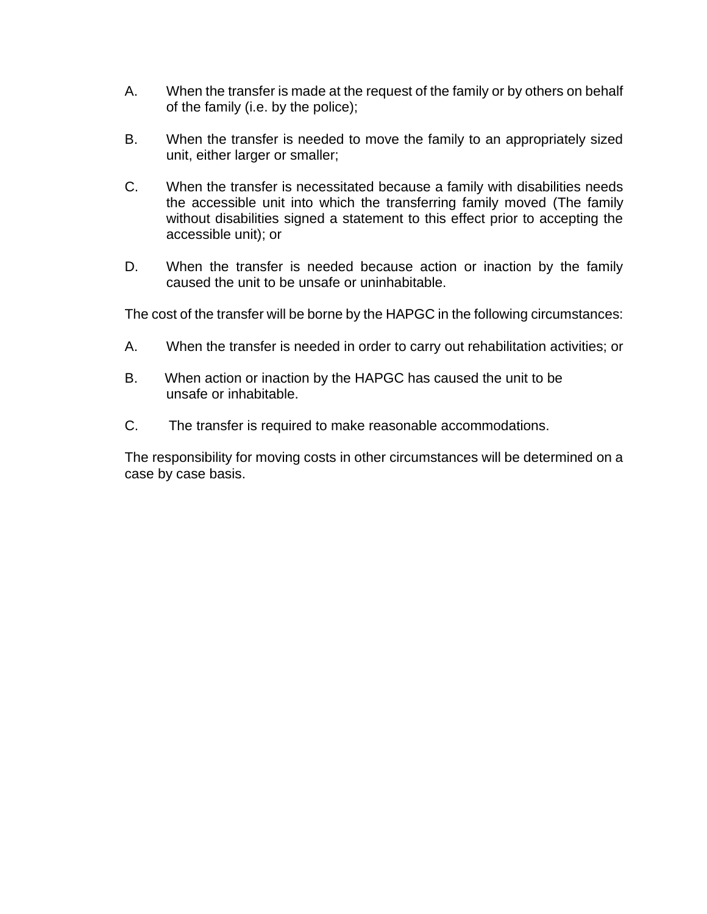A. When the transfer is made at the request of the family or by others on behalf of the family (i.e. by the police);

B. When the transfer is needed to move the family to an appropriately sized unit, either larger or smaller;

C. When the transfer is necessitated because a family with disabilities needs the accessible unit into which the transferring family moved (The family without disabilities signed a statement to this effect prior to accepting the accessible unit); or

D. When the transfer is needed because action or inaction by the family caused the unit to be unsafe or uninhabitable.

The cost of the transfer will be borne by the HAPGC in the following circumstances:

A. When the transfer is needed in order to carry out rehabilitation activities; or

B. When action or inaction by the HAPGC has caused the unit to be unsafe or inhabitable.

C. The transfer is required to make reasonable accommodations.

The responsibility for moving costs in other circumstances will be determined on a case by case basis.